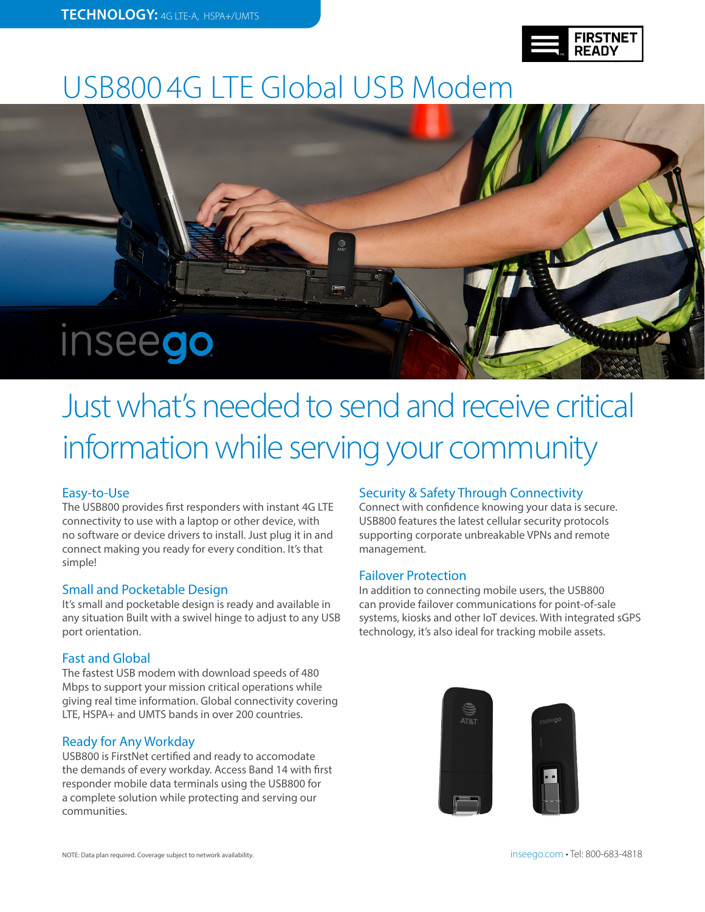**TECHNOLOGY:** 4G LTE-A, HSPA+/UMTS

FIRSTNET READY

# USB800 4G LTE Global USB Modem

inseego

## Just what's needed to send and receive critical information while serving your community

### Easy-to-Use

The USB800 provides first responders with instant 4G LTE connectivity to use with a laptop or other device, with no software or device drivers to install. Just plug it in and connect making you ready for every condition. It's that simple!

### Small and Pocketable Design

It's small and pocketable design is ready and available in any situation Built with a swivel hinge to adjust to any USB port orientation.

### Fast and Global

The fastest USB modem with download speeds of 480 Mbps to support your mission critical operations while giving real time information. Global connectivity covering LTE, HSPA+ and UMTS bands in over 200 countries.

### Ready for Any Workday

USB800 is FirstNet certified and ready to accomodate the demands of every workday. Access Band 14 with first responder mobile data terminals using the USB800 for a complete solution while protecting and serving our communities.

### Security & Safety Through Connectivity

Connect with confidence knowing your data is secure. USB800 features the latest cellular security protocols supporting corporate unbreakable VPNs and remote management.

### Failover Protection

In addition to connecting mobile users, the USB800 can provide failover communications for point-of-sale systems, kiosks and other IoT devices. With integrated sGPS technology, it's also ideal for tracking mobile assets.

NOTE: Data plan required. Coverage subject to network availability.

inseego.com • Tel: 800-683-4818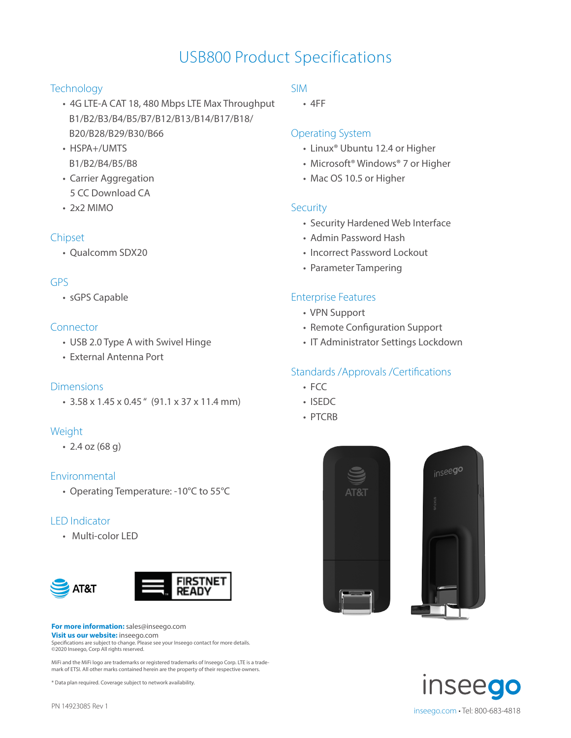# USB800 Product Specifications

## Technology

- 4G LTE-A CAT 18, 480 Mbps LTE Max Throughput
  B1/B2/B3/B4/B5/B7/B12/B13/B14/B17/B18/
  B20/B28/B29/B30/B66
- HSPA+/UMTS
  B1/B2/B4/B5/B8
- Carrier Aggregation
  5 CC Download CA
- 2x2 MIMO

## Chipset

- Qualcomm SDX20

## GPS

- sGPS Capable

## Connector

- USB 2.0 Type A with Swivel Hinge
- External Antenna Port

## Dimensions

- 3.58 x 1.45 x 0.45" (91.1 x 37 x 11.4 mm)

## Weight

- 2.4 oz (68 g)

## Environmental

- Operating Temperature: -10°C to 55°C

## LED Indicator

- Multi-color LED

## SIM

- 4FF

## Operating System

- Linux® Ubuntu 12.4 or Higher
- Microsoft® Windows® 7 or Higher
- Mac OS 10.5 or Higher

## Security

- Security Hardened Web Interface
- Admin Password Hash
- Incorrect Password Lockout
- Parameter Tampering

## Enterprise Features

- VPN Support
- Remote Configuration Support
- IT Administrator Settings Lockdown

## Standards /Approvals /Certifications

- FCC
- ISEDC
- PTCRB

AT&T

FIRSTNET READY

**For more information:** sales@inseego.com
**Visit us our website:** inseego.com
Specifications are subject to change. Please see your Inseego contact for more details.
©2020 Inseego, Corp All rights reserved.

MiFi and the MiFi logo are trademarks or registered trademarks of Inseego Corp. LTE is a trademark of ETSI. All other marks contained herein are the property of their respective owners.

* Data plan required. Coverage subject to network availability.

PN 14923085 Rev 1

inseego

inseego.com • Tel: 800-683-4818